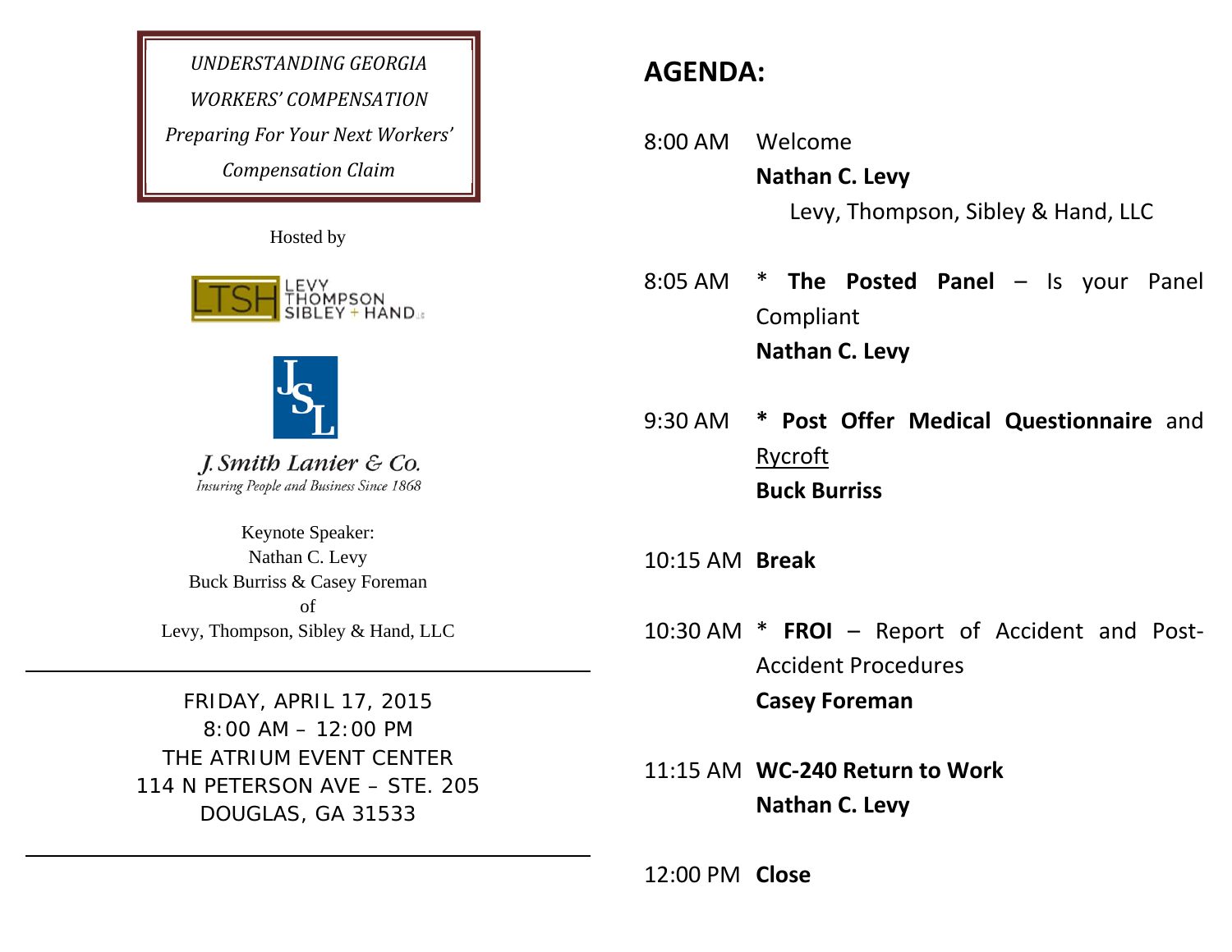*UNDERSTANDING GEORGIA WORKERS' COMPENSATION*

*Preparing For Your Next Workers' Compensation Claim*

Hosted by

LTSH LEVY THOMPSON SIBLEY + HAND LLC

JSL

*J. Smith Lanier & Co.*

*Insuring People and Business Since 1868*

Keynote Speaker:
Nathan C. Levy
Buck Burriss & Casey Foreman
of
Levy, Thompson, Sibley & Hand, LLC

---

FRIDAY, APRIL 17, 2015
8:00 AM – 12:00 PM
THE ATRIUM EVENT CENTER
114 N PETERSON AVE – STE. 205
DOUGLAS, GA 31533

---

# AGENDA:

8:00 AM Welcome
**Nathan C. Levy**
Levy, Thompson, Sibley & Hand, LLC

8:05 AM * **The Posted Panel** – Is your Panel Compliant
**Nathan C. Levy**

9:30 AM **\* Post Offer Medical Questionnaire** and Rycroft
**Buck Burriss**

10:15 AM **Break**

10:30 AM * **FROI** – Report of Accident and Post-Accident Procedures
**Casey Foreman**

11:15 AM **WC-240 Return to Work**
**Nathan C. Levy**

12:00 PM **Close**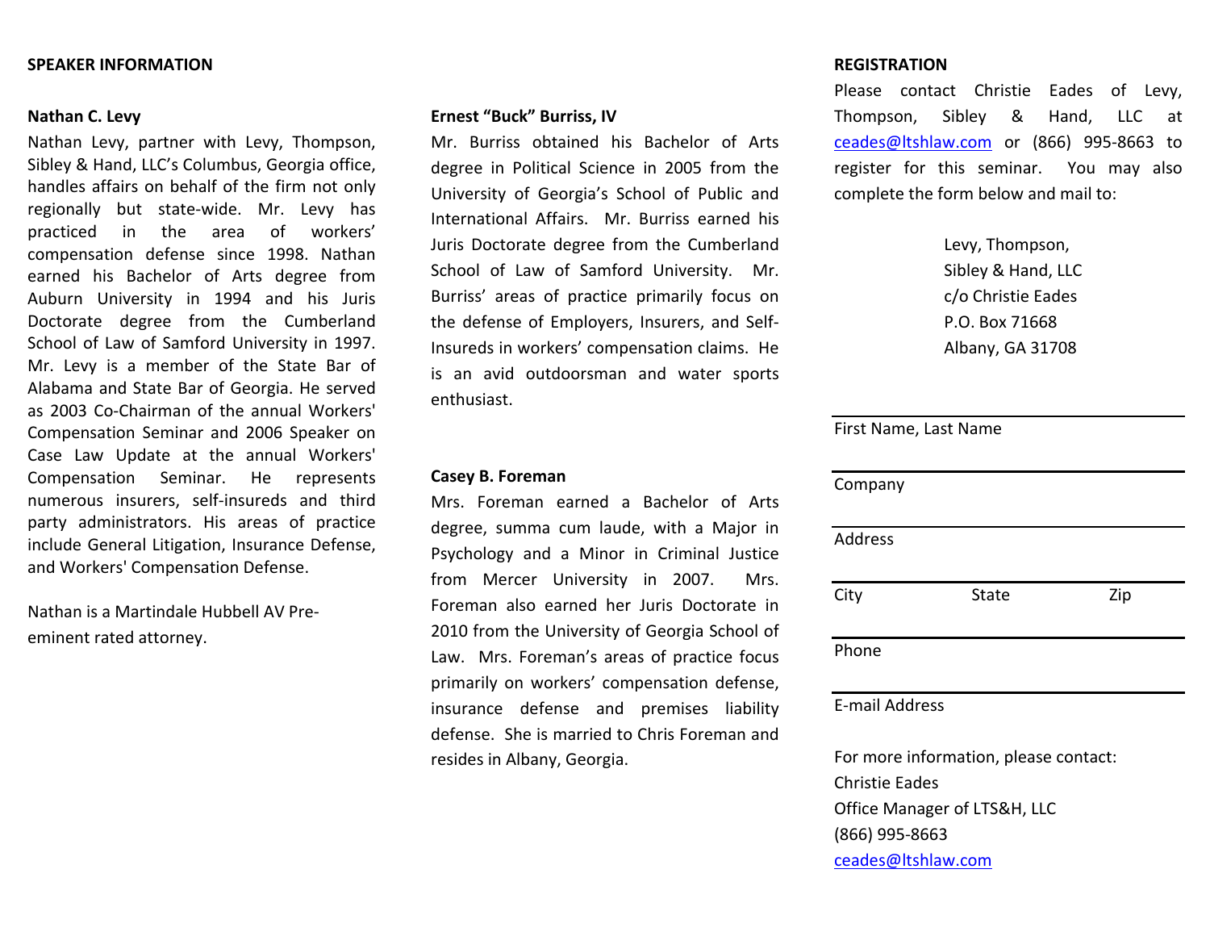## SPEAKER INFORMATION

### Nathan C. Levy

Nathan Levy, partner with Levy, Thompson, Sibley & Hand, LLC's Columbus, Georgia office, handles affairs on behalf of the firm not only regionally but state-wide. Mr. Levy has practiced in the area of workers' compensation defense since 1998. Nathan earned his Bachelor of Arts degree from Auburn University in 1994 and his Juris Doctorate degree from the Cumberland School of Law of Samford University in 1997. Mr. Levy is a member of the State Bar of Alabama and State Bar of Georgia. He served as 2003 Co-Chairman of the annual Workers' Compensation Seminar and 2006 Speaker on Case Law Update at the annual Workers' Compensation Seminar. He represents numerous insurers, self-insureds and third party administrators. His areas of practice include General Litigation, Insurance Defense, and Workers' Compensation Defense.

Nathan is a Martindale Hubbell AV Pre-eminent rated attorney.

### Ernest "Buck" Burriss, IV

Mr. Burriss obtained his Bachelor of Arts degree in Political Science in 2005 from the University of Georgia's School of Public and International Affairs. Mr. Burriss earned his Juris Doctorate degree from the Cumberland School of Law of Samford University. Mr. Burriss' areas of practice primarily focus on the defense of Employers, Insurers, and Self-Insureds in workers' compensation claims. He is an avid outdoorsman and water sports enthusiast.

### Casey B. Foreman

Mrs. Foreman earned a Bachelor of Arts degree, summa cum laude, with a Major in Psychology and a Minor in Criminal Justice from Mercer University in 2007. Mrs. Foreman also earned her Juris Doctorate in 2010 from the University of Georgia School of Law. Mrs. Foreman's areas of practice focus primarily on workers' compensation defense, insurance defense and premises liability defense. She is married to Chris Foreman and resides in Albany, Georgia.

## REGISTRATION

Please contact Christie Eades of Levy, Thompson, Sibley & Hand, LLC at ceades@ltshlaw.com or (866) 995-8663 to register for this seminar. You may also complete the form below and mail to:

Levy, Thompson,
Sibley & Hand, LLC
c/o Christie Eades
P.O. Box 71668
Albany, GA 31708

First Name, Last Name

Company

Address

City State Zip

Phone

E-mail Address

For more information, please contact:
Christie Eades
Office Manager of LTS&H, LLC
(866) 995-8663
ceades@ltshlaw.com